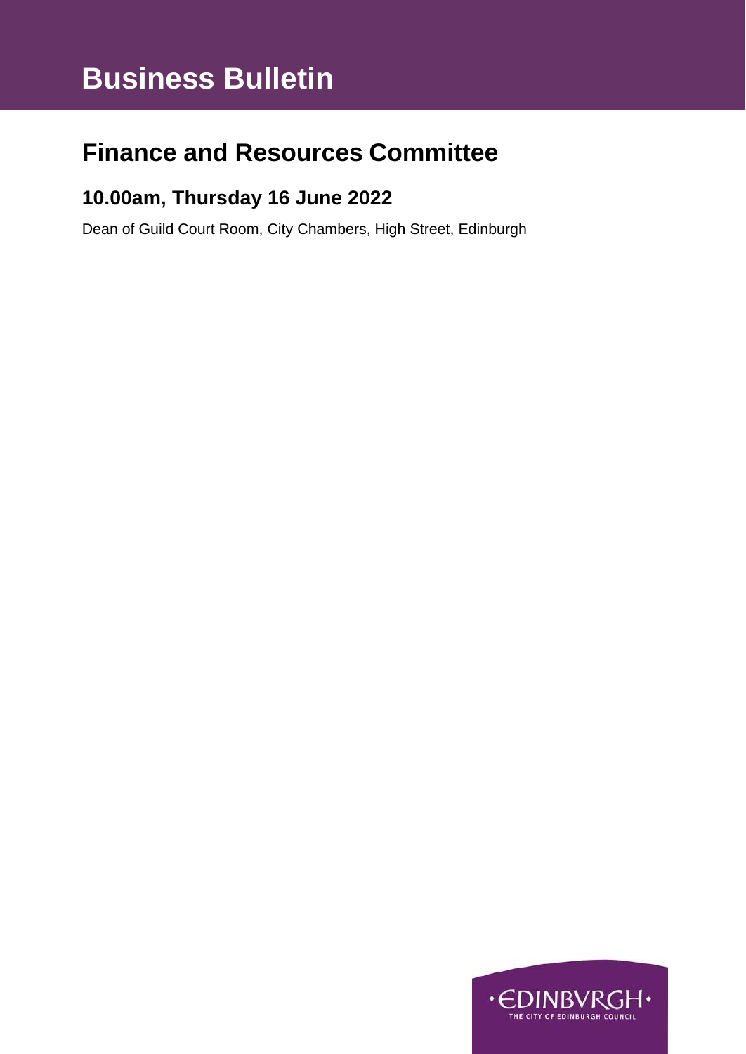# Business Bulletin

## Finance and Resources Committee

### 10.00am, Thursday 16 June 2022

Dean of Guild Court Room, City Chambers, High Street, Edinburgh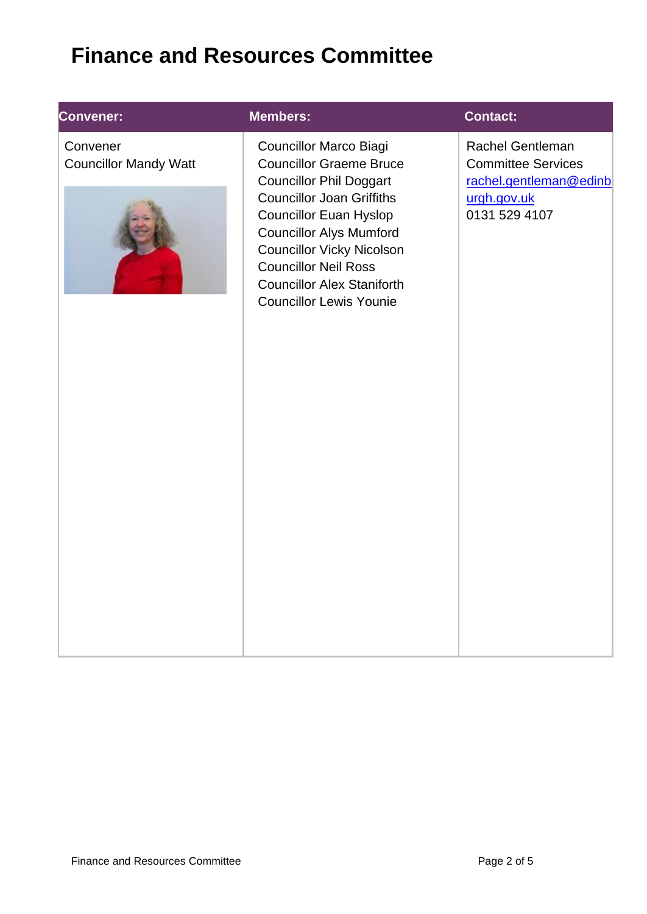# Finance and Resources Committee

| Convener: | Members: | Contact: |
| --- | --- | --- |
| Convener<br>Councillor Mandy Watt | Councillor Marco Biagi<br>Councillor Graeme Bruce<br>Councillor Phil Doggart<br>Councillor Joan Griffiths<br>Councillor Euan Hyslop<br>Councillor Alys Mumford<br>Councillor Vicky Nicolson<br>Councillor Neil Ross<br>Councillor Alex Staniforth<br>Councillor Lewis Younie | Rachel Gentleman<br>Committee Services<br>rachel.gentleman@edinburgh.gov.uk<br>0131 529 4107 |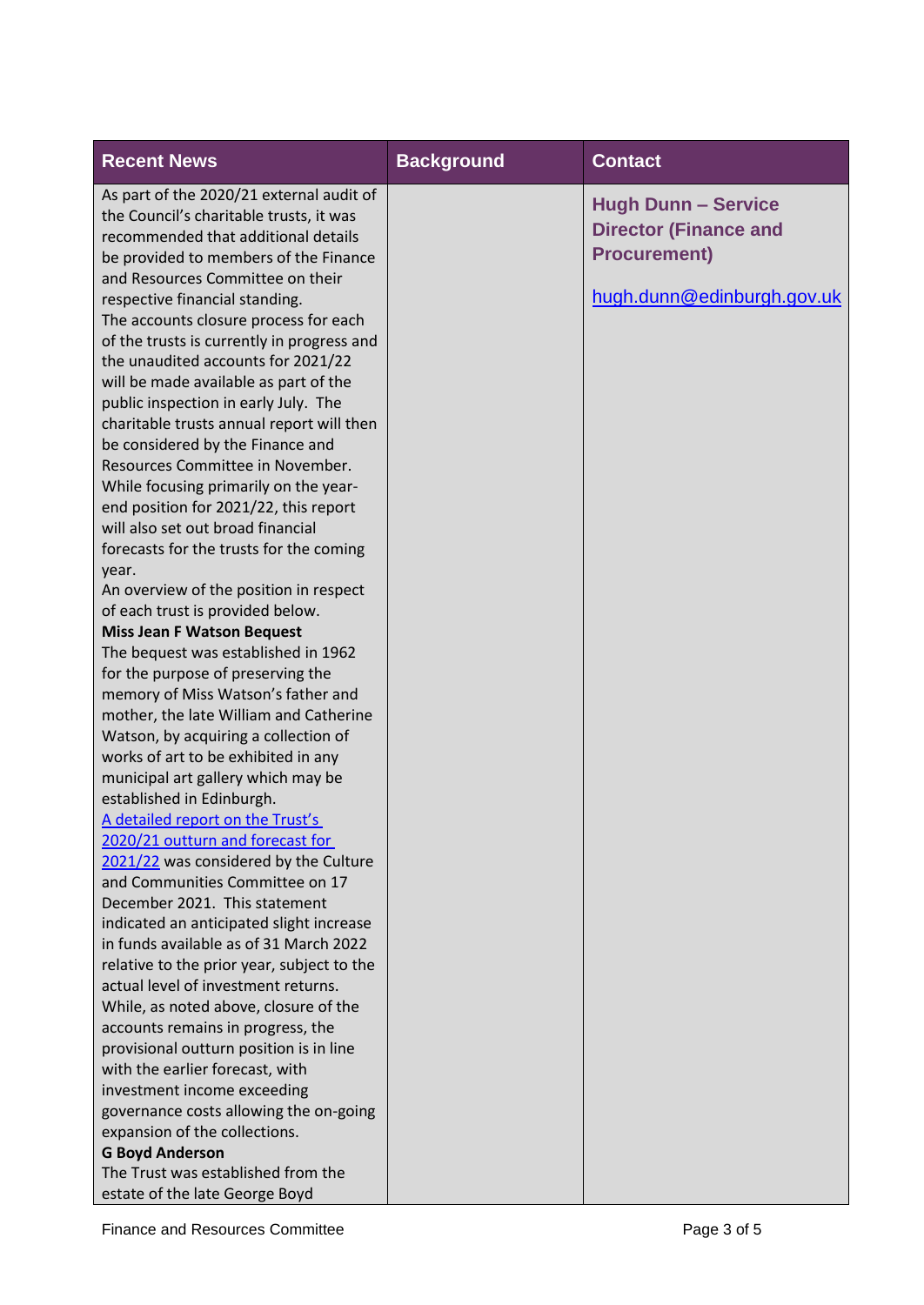| Recent News | Background | Contact |
|---|---|---|
| As part of the 2020/21 external audit of the Council's charitable trusts, it was recommended that additional details be provided to members of the Finance and Resources Committee on their respective financial standing.<br>The accounts closure process for each of the trusts is currently in progress and the unaudited accounts for 2021/22 will be made available as part of the public inspection in early July. The charitable trusts annual report will then be considered by the Finance and Resources Committee in November. While focusing primarily on the year-end position for 2021/22, this report will also set out broad financial forecasts for the trusts for the coming year.<br>An overview of the position in respect of each trust is provided below.<br>**Miss Jean F Watson Bequest**<br>The bequest was established in 1962 for the purpose of preserving the memory of Miss Watson's father and mother, the late William and Catherine Watson, by acquiring a collection of works of art to be exhibited in any municipal art gallery which may be established in Edinburgh.<br>A detailed report on the Trust's 2020/21 outturn and forecast for 2021/22 was considered by the Culture and Communities Committee on 17 December 2021. This statement indicated an anticipated slight increase in funds available as of 31 March 2022 relative to the prior year, subject to the actual level of investment returns.<br>While, as noted above, closure of the accounts remains in progress, the provisional outturn position is in line with the earlier forecast, with investment income exceeding governance costs allowing the on-going expansion of the collections.<br>**G Boyd Anderson**<br>The Trust was established from the estate of the late George Boyd | | **Hugh Dunn – Service Director (Finance and Procurement)**<br><br>hugh.dunn@edinburgh.gov.uk |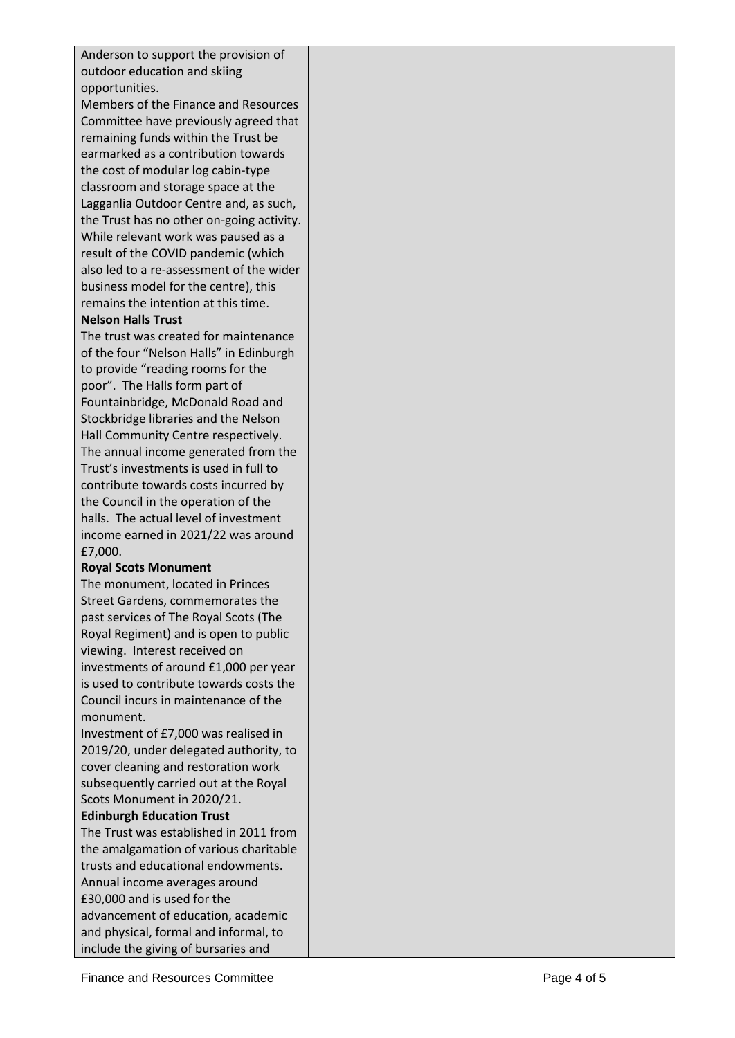| | | |
|---|---|---|
| Anderson to support the provision of outdoor education and skiing opportunities.<br>Members of the Finance and Resources Committee have previously agreed that remaining funds within the Trust be earmarked as a contribution towards the cost of modular log cabin-type classroom and storage space at the Lagganlia Outdoor Centre and, as such, the Trust has no other on-going activity. While relevant work was paused as a result of the COVID pandemic (which also led to a re-assessment of the wider business model for the centre), this remains the intention at this time.<br>**Nelson Halls Trust**<br>The trust was created for maintenance of the four "Nelson Halls" in Edinburgh to provide "reading rooms for the poor". The Halls form part of Fountainbridge, McDonald Road and Stockbridge libraries and the Nelson Hall Community Centre respectively. The annual income generated from the Trust's investments is used in full to contribute towards costs incurred by the Council in the operation of the halls. The actual level of investment income earned in 2021/22 was around £7,000.<br>**Royal Scots Monument**<br>The monument, located in Princes Street Gardens, commemorates the past services of The Royal Scots (The Royal Regiment) and is open to public viewing. Interest received on investments of around £1,000 per year is used to contribute towards costs the Council incurs in maintenance of the monument.<br>Investment of £7,000 was realised in 2019/20, under delegated authority, to cover cleaning and restoration work subsequently carried out at the Royal Scots Monument in 2020/21.<br>**Edinburgh Education Trust**<br>The Trust was established in 2011 from the amalgamation of various charitable trusts and educational endowments. Annual income averages around £30,000 and is used for the advancement of education, academic and physical, formal and informal, to include the giving of bursaries and | | |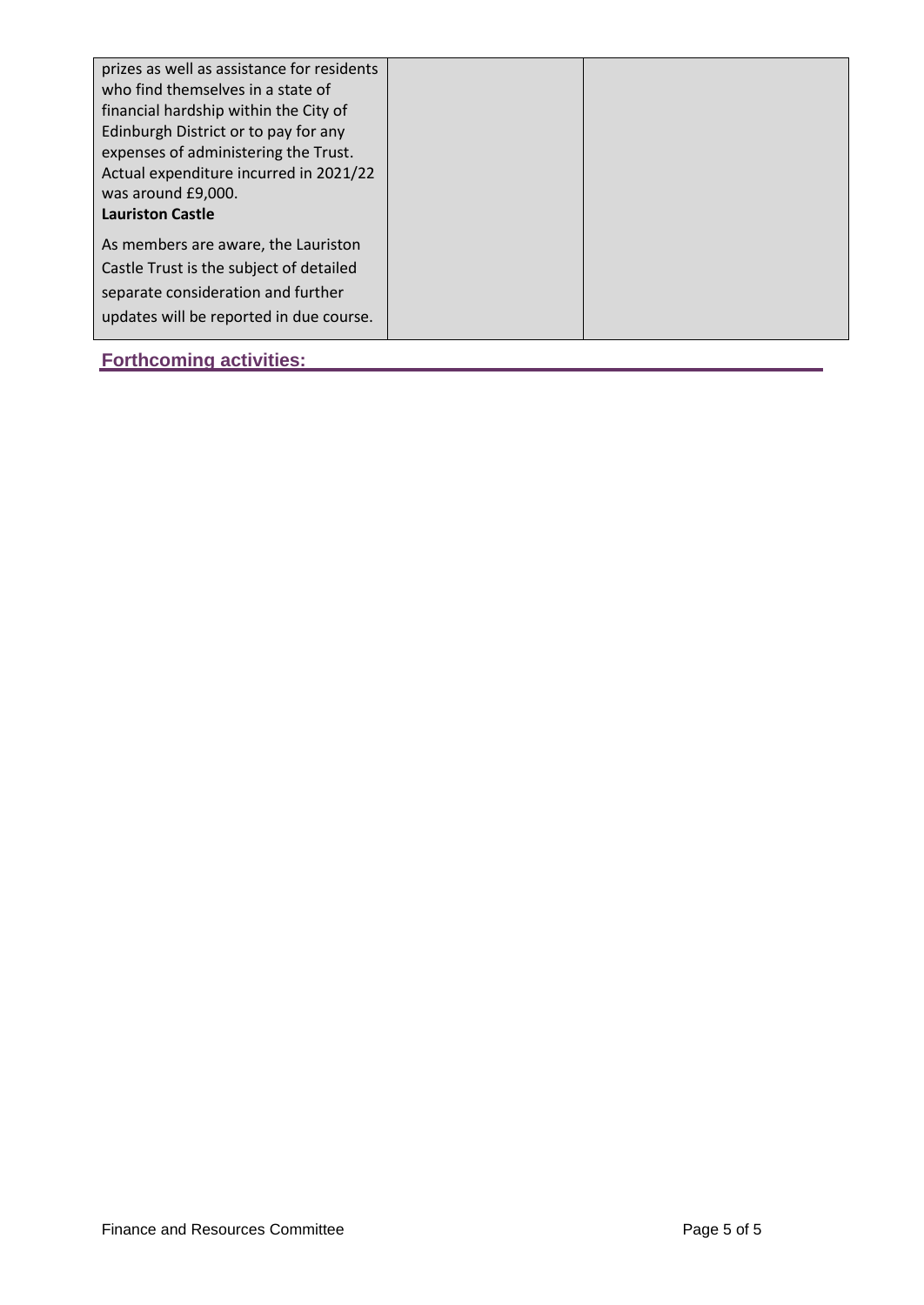| | | |
|---|---|---|
| prizes as well as assistance for residents who find themselves in a state of financial hardship within the City of Edinburgh District or to pay for any expenses of administering the Trust. Actual expenditure incurred in 2021/22 was around £9,000.<br>**Lauriston Castle**<br>As members are aware, the Lauriston Castle Trust is the subject of detailed separate consideration and further updates will be reported in due course. | | |

## Forthcoming activities: